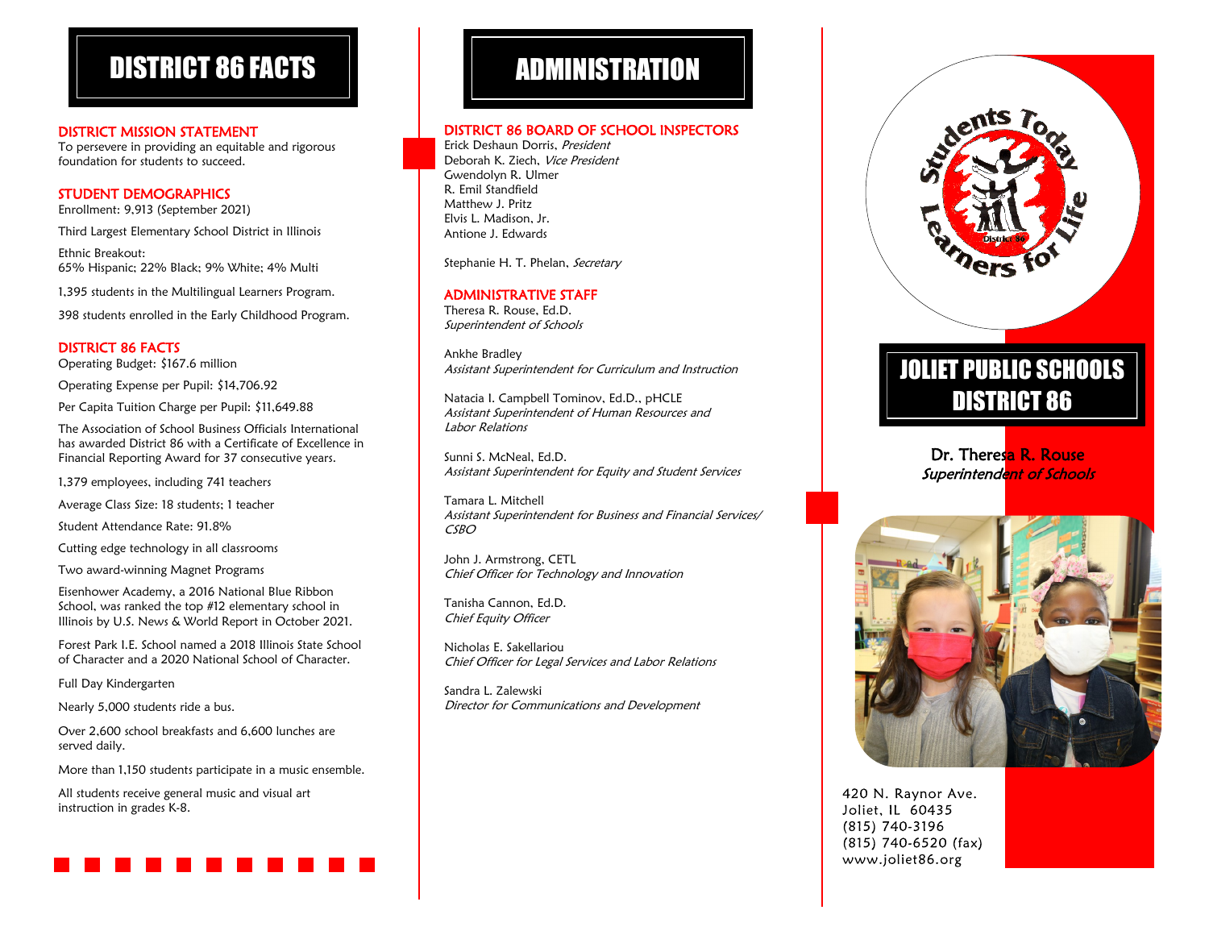# DISTRICT 86 FACTS

## DISTRICT MISSION STATEMENT

To persevere in providing an equitable and rigorous foundation for students to succeed.

## STUDENT DEMOGRAPHICS

Enrollment: 9,913 (September 2021)

Third Largest Elementary School District in Illinois

Ethnic Breakout:
65% Hispanic; 22% Black; 9% White; 4% Multi

1,395 students in the Multilingual Learners Program.

398 students enrolled in the Early Childhood Program.

## DISTRICT 86 FACTS

Operating Budget: $167.6 million

Operating Expense per Pupil: $14,706.92

Per Capita Tuition Charge per Pupil: $11,649.88

The Association of School Business Officials International has awarded District 86 with a Certificate of Excellence in Financial Reporting Award for 37 consecutive years.

1,379 employees, including 741 teachers

Average Class Size: 18 students; 1 teacher

Student Attendance Rate: 91.8%

Cutting edge technology in all classrooms

Two award-winning Magnet Programs

Eisenhower Academy, a 2016 National Blue Ribbon School, was ranked the top #12 elementary school in Illinois by U.S. News & World Report in October 2021.

Forest Park I.E. School named a 2018 Illinois State School of Character and a 2020 National School of Character.

Full Day Kindergarten

Nearly 5,000 students ride a bus.

Over 2,600 school breakfasts and 6,600 lunches are served daily.

More than 1,150 students participate in a music ensemble.

All students receive general music and visual art instruction in grades K-8.

# ADMINISTRATION

## DISTRICT 86 BOARD OF SCHOOL INSPECTORS

Erick Deshaun Dorris, *President*
Deborah K. Ziech, *Vice President*
Gwendolyn R. Ulmer
R. Emil Standfield
Matthew J. Pritz
Elvis L. Madison, Jr.
Antione J. Edwards

Stephanie H. T. Phelan, *Secretary*

## ADMINISTRATIVE STAFF

Theresa R. Rouse, Ed.D.
*Superintendent of Schools*

Ankhe Bradley
*Assistant Superintendent for Curriculum and Instruction*

Natacia I. Campbell Tominov, Ed.D., pHCLE
*Assistant Superintendent of Human Resources and Labor Relations*

Sunni S. McNeal, Ed.D.
*Assistant Superintendent for Equity and Student Services*

Tamara L. Mitchell
*Assistant Superintendent for Business and Financial Services/ CSBO*

John J. Armstrong, CETL
*Chief Officer for Technology and Innovation*

Tanisha Cannon, Ed.D.
*Chief Equity Officer*

Nicholas E. Sakellariou
*Chief Officer for Legal Services and Labor Relations*

Sandra L. Zalewski
*Director for Communications and Development*

Students Today Learners for Life

District 86

# JOLIET PUBLIC SCHOOLS DISTRICT 86

**Dr. Theresa R. Rouse**
***Superintendent of Schools***

420 N. Raynor Ave.
Joliet, IL 60435
(815) 740-3196
(815) 740-6520 (fax)
www.joliet86.org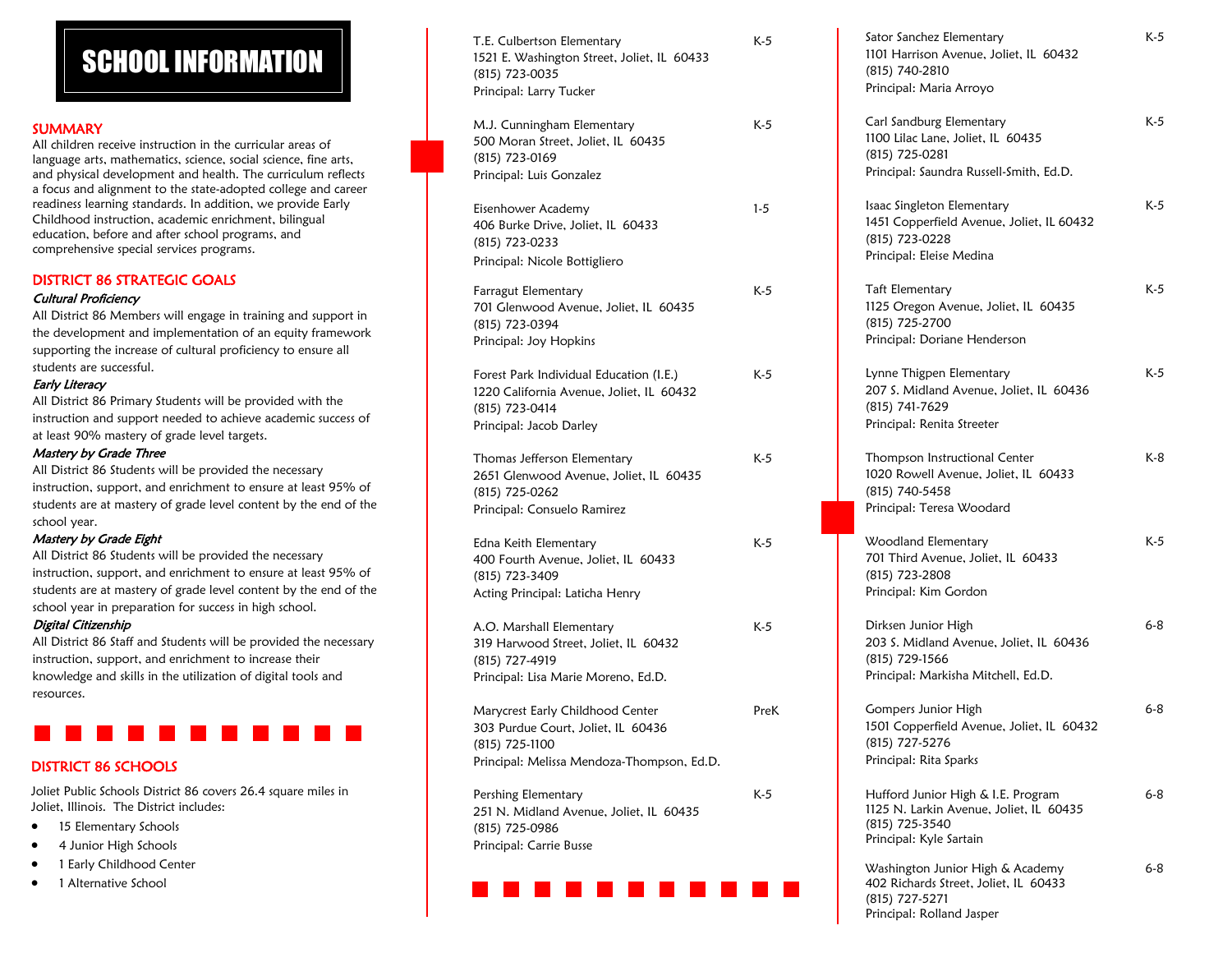# SCHOOL INFORMATION

## SUMMARY

All children receive instruction in the curricular areas of language arts, mathematics, science, social science, fine arts, and physical development and health. The curriculum reflects a focus and alignment to the state-adopted college and career readiness learning standards. In addition, we provide Early Childhood instruction, academic enrichment, bilingual education, before and after school programs, and comprehensive special services programs.

## DISTRICT 86 STRATEGIC GOALS

***Cultural Proficiency***

All District 86 Members will engage in training and support in the development and implementation of an equity framework supporting the increase of cultural proficiency to ensure all students are successful.

***Early Literacy***

All District 86 Primary Students will be provided with the instruction and support needed to achieve academic success of at least 90% mastery of grade level targets.

***Mastery by Grade Three***

All District 86 Students will be provided the necessary instruction, support, and enrichment to ensure at least 95% of students are at mastery of grade level content by the end of the school year.

***Mastery by Grade Eight***

All District 86 Students will be provided the necessary instruction, support, and enrichment to ensure at least 95% of students are at mastery of grade level content by the end of the school year in preparation for success in high school.

***Digital Citizenship***

All District 86 Staff and Students will be provided the necessary instruction, support, and enrichment to increase their knowledge and skills in the utilization of digital tools and resources.

## DISTRICT 86 SCHOOLS

Joliet Public Schools District 86 covers 26.4 square miles in Joliet, Illinois. The District includes:

- 15 Elementary Schools
- 4 Junior High Schools
- 1 Early Childhood Center
- 1 Alternative School

T.E. Culbertson Elementary — K-5
1521 E. Washington Street, Joliet, IL 60433
(815) 723-0035
Principal: Larry Tucker

M.J. Cunningham Elementary — K-5
500 Moran Street, Joliet, IL 60435
(815) 723-0169
Principal: Luis Gonzalez

Eisenhower Academy — 1-5
406 Burke Drive, Joliet, IL 60433
(815) 723-0233
Principal: Nicole Bottigliero

Farragut Elementary — K-5
701 Glenwood Avenue, Joliet, IL 60435
(815) 723-0394
Principal: Joy Hopkins

Forest Park Individual Education (I.E.) — K-5
1220 California Avenue, Joliet, IL 60432
(815) 723-0414
Principal: Jacob Darley

Thomas Jefferson Elementary — K-5
2651 Glenwood Avenue, Joliet, IL 60435
(815) 725-0262
Principal: Consuelo Ramirez

Edna Keith Elementary — K-5
400 Fourth Avenue, Joliet, IL 60433
(815) 723-3409
Acting Principal: Laticha Henry

A.O. Marshall Elementary — K-5
319 Harwood Street, Joliet, IL 60432
(815) 727-4919
Principal: Lisa Marie Moreno, Ed.D.

Marycrest Early Childhood Center — PreK
303 Purdue Court, Joliet, IL 60436
(815) 725-1100
Principal: Melissa Mendoza-Thompson, Ed.D.

Pershing Elementary — K-5
251 N. Midland Avenue, Joliet, IL 60435
(815) 725-0986
Principal: Carrie Busse

Sator Sanchez Elementary — K-5
1101 Harrison Avenue, Joliet, IL 60432
(815) 740-2810
Principal: Maria Arroyo

Carl Sandburg Elementary — K-5
1100 Lilac Lane, Joliet, IL 60435
(815) 725-0281
Principal: Saundra Russell-Smith, Ed.D.

Isaac Singleton Elementary — K-5
1451 Copperfield Avenue, Joliet, IL 60432
(815) 723-0228
Principal: Eleise Medina

Taft Elementary — K-5
1125 Oregon Avenue, Joliet, IL 60435
(815) 725-2700
Principal: Doriane Henderson

Lynne Thigpen Elementary — K-5
207 S. Midland Avenue, Joliet, IL 60436
(815) 741-7629
Principal: Renita Streeter

Thompson Instructional Center — K-8
1020 Rowell Avenue, Joliet, IL 60433
(815) 740-5458
Principal: Teresa Woodard

Woodland Elementary — K-5
701 Third Avenue, Joliet, IL 60433
(815) 723-2808
Principal: Kim Gordon

Dirksen Junior High — 6-8
203 S. Midland Avenue, Joliet, IL 60436
(815) 729-1566
Principal: Markisha Mitchell, Ed.D.

Gompers Junior High — 6-8
1501 Copperfield Avenue, Joliet, IL 60432
(815) 727-5276
Principal: Rita Sparks

Hufford Junior High & I.E. Program — 6-8
1125 N. Larkin Avenue, Joliet, IL 60435
(815) 725-3540
Principal: Kyle Sartain

Washington Junior High & Academy — 6-8
402 Richards Street, Joliet, IL 60433
(815) 727-5271
Principal: Rolland Jasper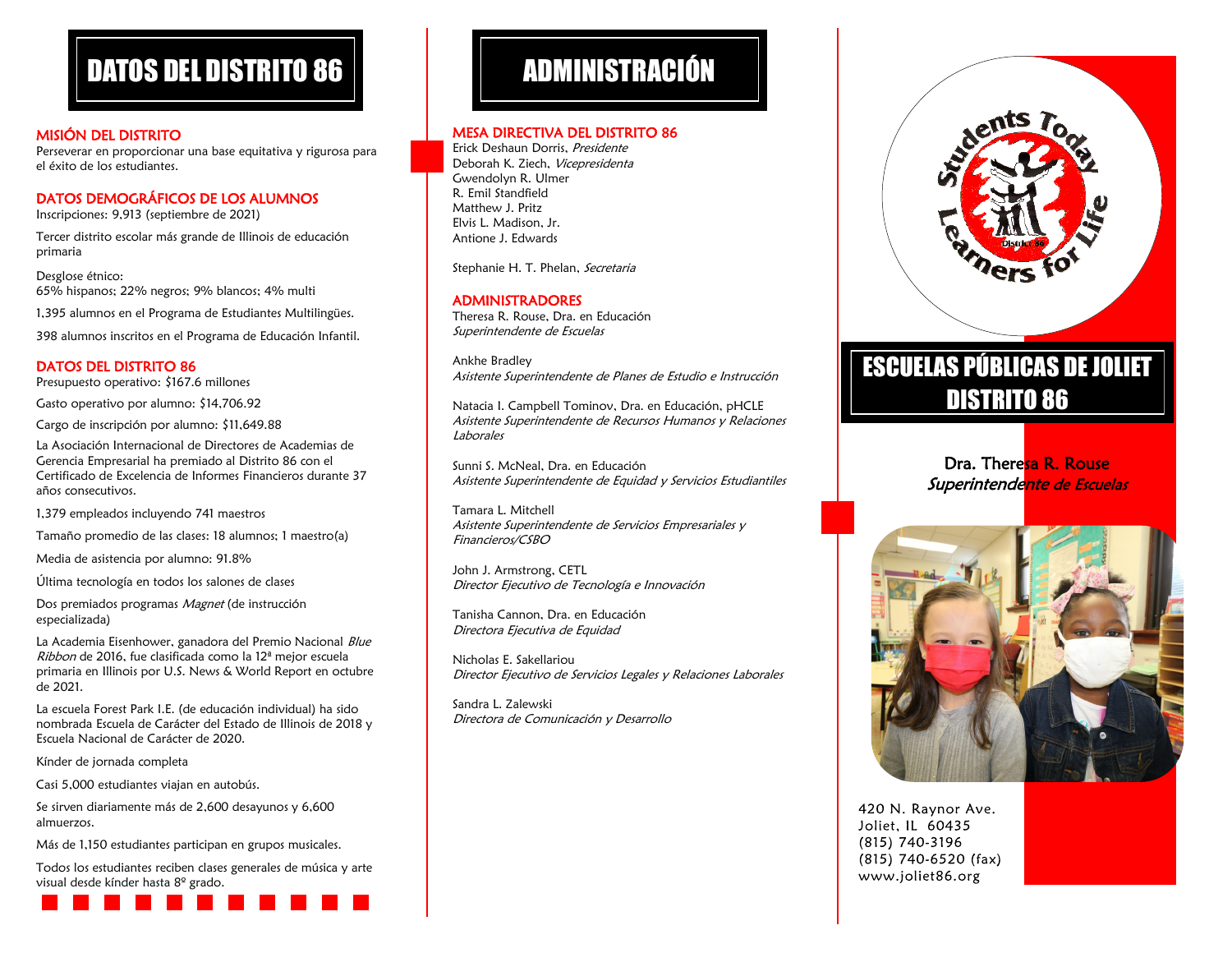# DATOS DEL DISTRITO 86

## MISIÓN DEL DISTRITO

Perseverar en proporcionar una base equitativa y rigurosa para el éxito de los estudiantes.

## DATOS DEMOGRÁFICOS DE LOS ALUMNOS

Inscripciones: 9,913 (septiembre de 2021)

Tercer distrito escolar más grande de Illinois de educación primaria

Desglose étnico:
65% hispanos; 22% negros; 9% blancos; 4% multi

1,395 alumnos en el Programa de Estudiantes Multilingües.

398 alumnos inscritos en el Programa de Educación Infantil.

## DATOS DEL DISTRITO 86

Presupuesto operativo: $167.6 millones

Gasto operativo por alumno: $14,706.92

Cargo de inscripción por alumno: $11,649.88

La Asociación Internacional de Directores de Academias de Gerencia Empresarial ha premiado al Distrito 86 con el Certificado de Excelencia de Informes Financieros durante 37 años consecutivos.

1,379 empleados incluyendo 741 maestros

Tamaño promedio de las clases: 18 alumnos; 1 maestro(a)

Media de asistencia por alumno: 91.8%

Última tecnología en todos los salones de clases

Dos premiados programas *Magnet* (de instrucción especializada)

La Academia Eisenhower, ganadora del Premio Nacional *Blue Ribbon* de 2016, fue clasificada como la 12ª mejor escuela primaria en Illinois por U.S. News & World Report en octubre de 2021.

La escuela Forest Park I.E. (de educación individual) ha sido nombrada Escuela de Carácter del Estado de Illinois de 2018 y Escuela Nacional de Carácter de 2020.

Kínder de jornada completa

Casi 5,000 estudiantes viajan en autobús.

Se sirven diariamente más de 2,600 desayunos y 6,600 almuerzos.

Más de 1,150 estudiantes participan en grupos musicales.

Todos los estudiantes reciben clases generales de música y arte visual desde kínder hasta 8º grado.

# ADMINISTRACIÓN

## MESA DIRECTIVA DEL DISTRITO 86

Erick Deshaun Dorris, *Presidente*
Deborah K. Ziech, *Vicepresidenta*
Gwendolyn R. Ulmer
R. Emil Standfield
Matthew J. Pritz
Elvis L. Madison, Jr.
Antione J. Edwards

Stephanie H. T. Phelan, *Secretaria*

## ADMINISTRADORES

Theresa R. Rouse, Dra. en Educación
*Superintendente de Escuelas*

Ankhe Bradley
*Asistente Superintendente de Planes de Estudio e Instrucción*

Natacia I. Campbell Tominov, Dra. en Educación, pHCLE
*Asistente Superintendente de Recursos Humanos y Relaciones Laborales*

Sunni S. McNeal, Dra. en Educación
*Asistente Superintendente de Equidad y Servicios Estudiantiles*

Tamara L. Mitchell
*Asistente Superintendente de Servicios Empresariales y Financieros/CSBO*

John J. Armstrong, CETL
*Director Ejecutivo de Tecnología e Innovación*

Tanisha Cannon, Dra. en Educación
*Directora Ejecutiva de Equidad*

Nicholas E. Sakellariou
*Director Ejecutivo de Servicios Legales y Relaciones Laborales*

Sandra L. Zalewski
*Directora de Comunicación y Desarrollo*

Students Today Learners for Life
District 86

# ESCUELAS PÚBLICAS DE JOLIET DISTRITO 86

Dra. Theresa R. Rouse
*Superintendente de Escuelas*

420 N. Raynor Ave.
Joliet, IL 60435
(815) 740-3196
(815) 740-6520 (fax)
www.joliet86.org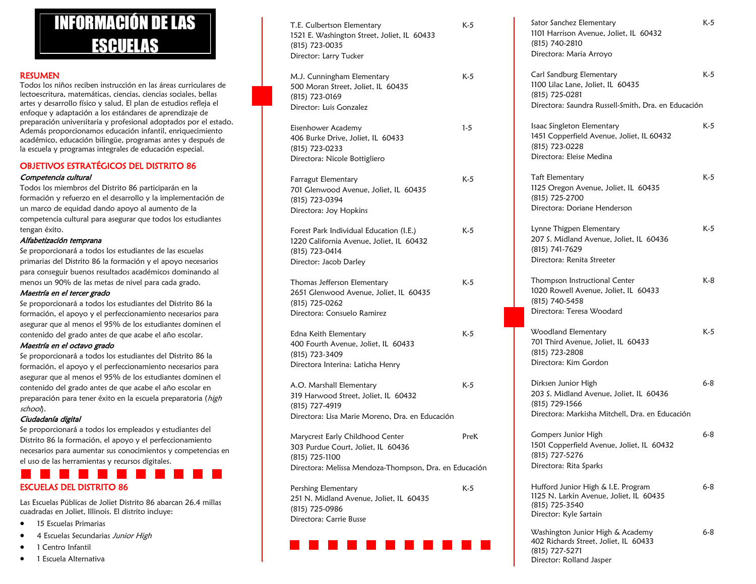# INFORMACIÓN DE LAS ESCUELAS

## RESUMEN

Todos los niños reciben instrucción en las áreas curriculares de lectoescritura, matemáticas, ciencias, ciencias sociales, bellas artes y desarrollo físico y salud. El plan de estudios refleja el enfoque y adaptación a los estándares de aprendizaje de preparación universitaria y profesional adoptados por el estado. Además proporcionamos educación infantil, enriquecimiento académico, educación bilingüe, programas antes y después de la escuela y programas integrales de educación especial.

## OBJETIVOS ESTRATÉGICOS DEL DISTRITO 86

***Competencia cultural***

Todos los miembros del Distrito 86 participarán en la formación y refuerzo en el desarrollo y la implementación de un marco de equidad dando apoyo al aumento de la competencia cultural para asegurar que todos los estudiantes tengan éxito.

***Alfabetización temprana***

Se proporcionará a todos los estudiantes de las escuelas primarias del Distrito 86 la formación y el apoyo necesarios para conseguir buenos resultados académicos dominando al menos un 90% de las metas de nivel para cada grado.

***Maestría en el tercer grado***

Se proporcionará a todos los estudiantes del Distrito 86 la formación, el apoyo y el perfeccionamiento necesarios para asegurar que al menos el 95% de los estudiantes dominen el contenido del grado antes de que acabe el año escolar.

***Maestría en el octavo grado***

Se proporcionará a todos los estudiantes del Distrito 86 la formación, el apoyo y el perfeccionamiento necesarios para asegurar que al menos el 95% de los estudiantes dominen el contenido del grado antes de que acabe el año escolar en preparación para tener éxito en la escuela preparatoria (*high school*).

***Ciudadanía digital***

Se proporcionará a todos los empleados y estudiantes del Distrito 86 la formación, el apoyo y el perfeccionamiento necesarios para aumentar sus conocimientos y competencias en el uso de las herramientas y recursos digitales.

## ESCUELAS DEL DISTRITO 86

Las Escuelas Públicas de Joliet Distrito 86 abarcan 26.4 millas cuadradas en Joliet, Illinois. El distrito incluye:

- 15 Escuelas Primarias
- 4 Escuelas Secundarias *Junior High*
- 1 Centro Infantil
- 1 Escuela Alternativa

T.E. Culbertson Elementary — K-5
1521 E. Washington Street, Joliet, IL 60433
(815) 723-0035
Director: Larry Tucker

M.J. Cunningham Elementary — K-5
500 Moran Street, Joliet, IL 60435
(815) 723-0169
Director: Luis Gonzalez

Eisenhower Academy — 1-5
406 Burke Drive, Joliet, IL 60433
(815) 723-0233
Directora: Nicole Bottigliero

Farragut Elementary — K-5
701 Glenwood Avenue, Joliet, IL 60435
(815) 723-0394
Directora: Joy Hopkins

Forest Park Individual Education (I.E.) — K-5
1220 California Avenue, Joliet, IL 60432
(815) 723-0414
Director: Jacob Darley

Thomas Jefferson Elementary — K-5
2651 Glenwood Avenue, Joliet, IL 60435
(815) 725-0262
Directora: Consuelo Ramirez

Edna Keith Elementary — K-5
400 Fourth Avenue, Joliet, IL 60433
(815) 723-3409
Directora Interina: Laticha Henry

A.O. Marshall Elementary — K-5
319 Harwood Street, Joliet, IL 60432
(815) 727-4919
Directora: Lisa Marie Moreno, Dra. en Educación

Marycrest Early Childhood Center — PreK
303 Purdue Court, Joliet, IL 60436
(815) 725-1100
Directora: Melissa Mendoza-Thompson, Dra. en Educación

Pershing Elementary — K-5
251 N. Midland Avenue, Joliet, IL 60435
(815) 725-0986
Directora: Carrie Busse

Sator Sanchez Elementary — K-5
1101 Harrison Avenue, Joliet, IL 60432
(815) 740-2810
Directora: Maria Arroyo

Carl Sandburg Elementary — K-5
1100 Lilac Lane, Joliet, IL 60435
(815) 725-0281
Directora: Saundra Russell-Smith, Dra. en Educación

Isaac Singleton Elementary — K-5
1451 Copperfield Avenue, Joliet, IL 60432
(815) 723-0228
Directora: Eleise Medina

Taft Elementary — K-5
1125 Oregon Avenue, Joliet, IL 60435
(815) 725-2700
Directora: Doriane Henderson

Lynne Thigpen Elementary — K-5
207 S. Midland Avenue, Joliet, IL 60436
(815) 741-7629
Directora: Renita Streeter

Thompson Instructional Center — K-8
1020 Rowell Avenue, Joliet, IL 60433
(815) 740-5458
Directora: Teresa Woodard

Woodland Elementary — K-5
701 Third Avenue, Joliet, IL 60433
(815) 723-2808
Directora: Kim Gordon

Dirksen Junior High — 6-8
203 S. Midland Avenue, Joliet, IL 60436
(815) 729-1566
Directora: Markisha Mitchell, Dra. en Educación

Gompers Junior High — 6-8
1501 Copperfield Avenue, Joliet, IL 60432
(815) 727-5276
Directora: Rita Sparks

Hufford Junior High & I.E. Program — 6-8
1125 N. Larkin Avenue, Joliet, IL 60435
(815) 725-3540
Director: Kyle Sartain

Washington Junior High & Academy — 6-8
402 Richards Street, Joliet, IL 60433
(815) 727-5271
Director: Rolland Jasper